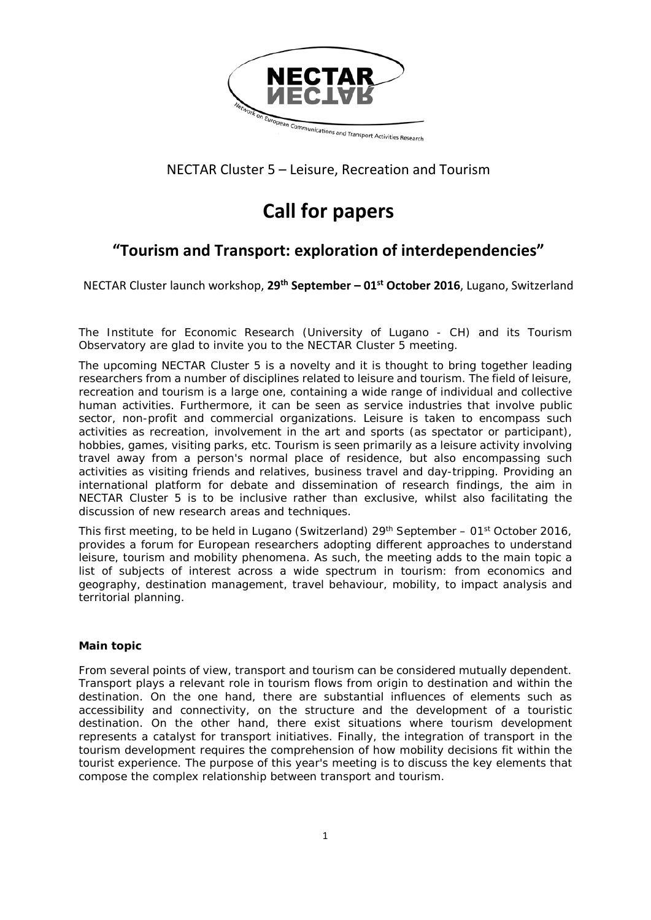NECTAR Cluster 5 – Leisure, Recreation and Tourism

# Call for papers

## "Tourism and Transport: exploration of interdependencies"

NECTAR Cluster launch workshop, **29th September – 01st October 2016**, Lugano, Switzerland

The Institute for Economic Research (University of Lugano - CH) and its Tourism Observatory are glad to invite you to the NECTAR Cluster 5 meeting.

The upcoming NECTAR Cluster 5 is a novelty and it is thought to bring together leading researchers from a number of disciplines related to leisure and tourism. The field of leisure, recreation and tourism is a large one, containing a wide range of individual and collective human activities. Furthermore, it can be seen as service industries that involve public sector, non-profit and commercial organizations. Leisure is taken to encompass such activities as recreation, involvement in the art and sports (as spectator or participant), hobbies, games, visiting parks, etc. Tourism is seen primarily as a leisure activity involving travel away from a person's normal place of residence, but also encompassing such activities as visiting friends and relatives, business travel and day-tripping. Providing an international platform for debate and dissemination of research findings, the aim in NECTAR Cluster 5 is to be inclusive rather than exclusive, whilst also facilitating the discussion of new research areas and techniques.

This first meeting, to be held in Lugano (Switzerland) 29th September – 01st October 2016, provides a forum for European researchers adopting different approaches to understand leisure, tourism and mobility phenomena. As such, the meeting adds to the main topic a list of subjects of interest across a wide spectrum in tourism: from economics and geography, destination management, travel behaviour, mobility, to impact analysis and territorial planning.

### Main topic

From several points of view, transport and tourism can be considered mutually dependent. Transport plays a relevant role in tourism flows from origin to destination and within the destination. On the one hand, there are substantial influences of elements such as accessibility and connectivity, on the structure and the development of a touristic destination. On the other hand, there exist situations where tourism development represents a catalyst for transport initiatives. Finally, the integration of transport in the tourism development requires the comprehension of how mobility decisions fit within the tourist experience. The purpose of this year's meeting is to discuss the key elements that compose the complex relationship between transport and tourism.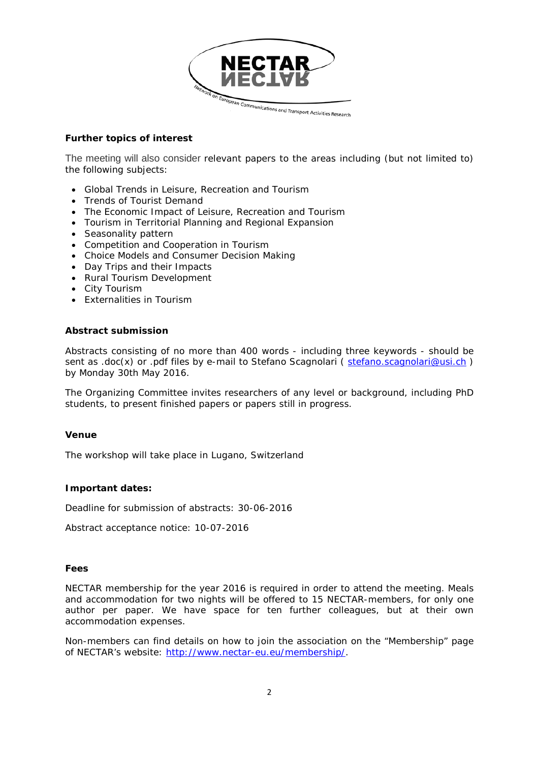### Further topics of interest

The meeting will also consider relevant papers to the areas including (but not limited to) the following subjects:

- Global Trends in Leisure, Recreation and Tourism
- Trends of Tourist Demand
- The Economic Impact of Leisure, Recreation and Tourism
- Tourism in Territorial Planning and Regional Expansion
- Seasonality pattern
- Competition and Cooperation in Tourism
- Choice Models and Consumer Decision Making
- Day Trips and their Impacts
- Rural Tourism Development
- City Tourism
- Externalities in Tourism

### Abstract submission

Abstracts consisting of no more than 400 words - including three keywords - should be sent as .doc(x) or .pdf files by e-mail to Stefano Scagnolari ( stefano.scagnolari@usi.ch ) by Monday 30th May 2016.

The Organizing Committee invites researchers of any level or background, including PhD students, to present finished papers or papers still in progress.

### Venue

The workshop will take place in Lugano, Switzerland

### Important dates:

Deadline for submission of abstracts: 30-06-2016

Abstract acceptance notice: 10-07-2016

### Fees

NECTAR membership for the year 2016 is required in order to attend the meeting. Meals and accommodation for two nights will be offered to 15 NECTAR-members, for only one author per paper. We have space for ten further colleagues, but at their own accommodation expenses.

Non-members can find details on how to join the association on the "Membership" page of NECTAR's website: http://www.nectar-eu.eu/membership/.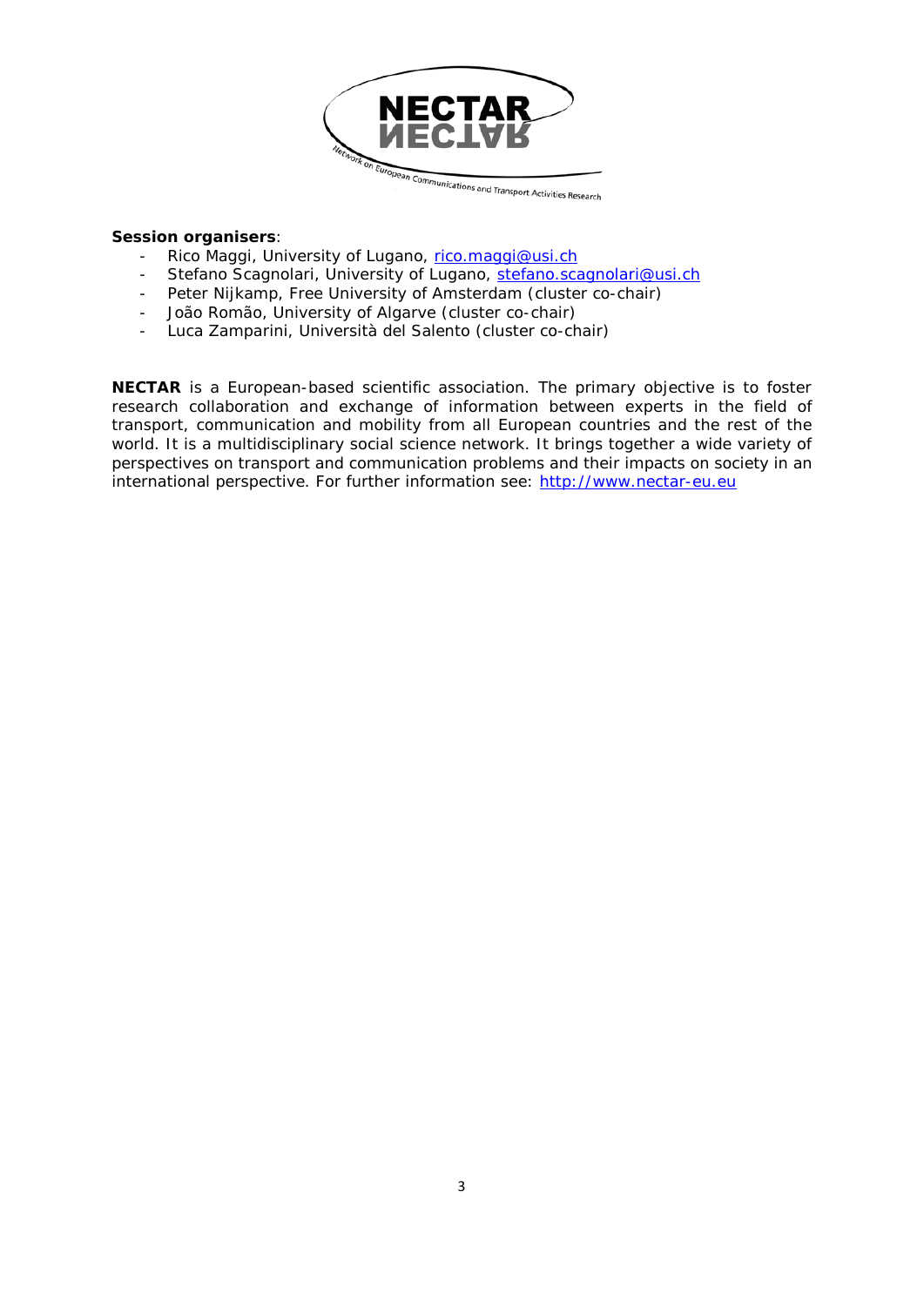NECTAR

Network on European Communications and Transport Activities Research

**Session organisers**:

- Rico Maggi, University of Lugano, rico.maggi@usi.ch
- Stefano Scagnolari, University of Lugano, stefano.scagnolari@usi.ch
- Peter Nijkamp, Free University of Amsterdam (cluster co-chair)
- João Romão, University of Algarve (cluster co-chair)
- Luca Zamparini, Università del Salento (cluster co-chair)

**NECTAR** is a European-based scientific association. The primary objective is to foster research collaboration and exchange of information between experts in the field of transport, communication and mobility from all European countries and the rest of the world. It is a multidisciplinary social science network. It brings together a wide variety of perspectives on transport and communication problems and their impacts on society in an international perspective. For further information see: http://www.nectar-eu.eu